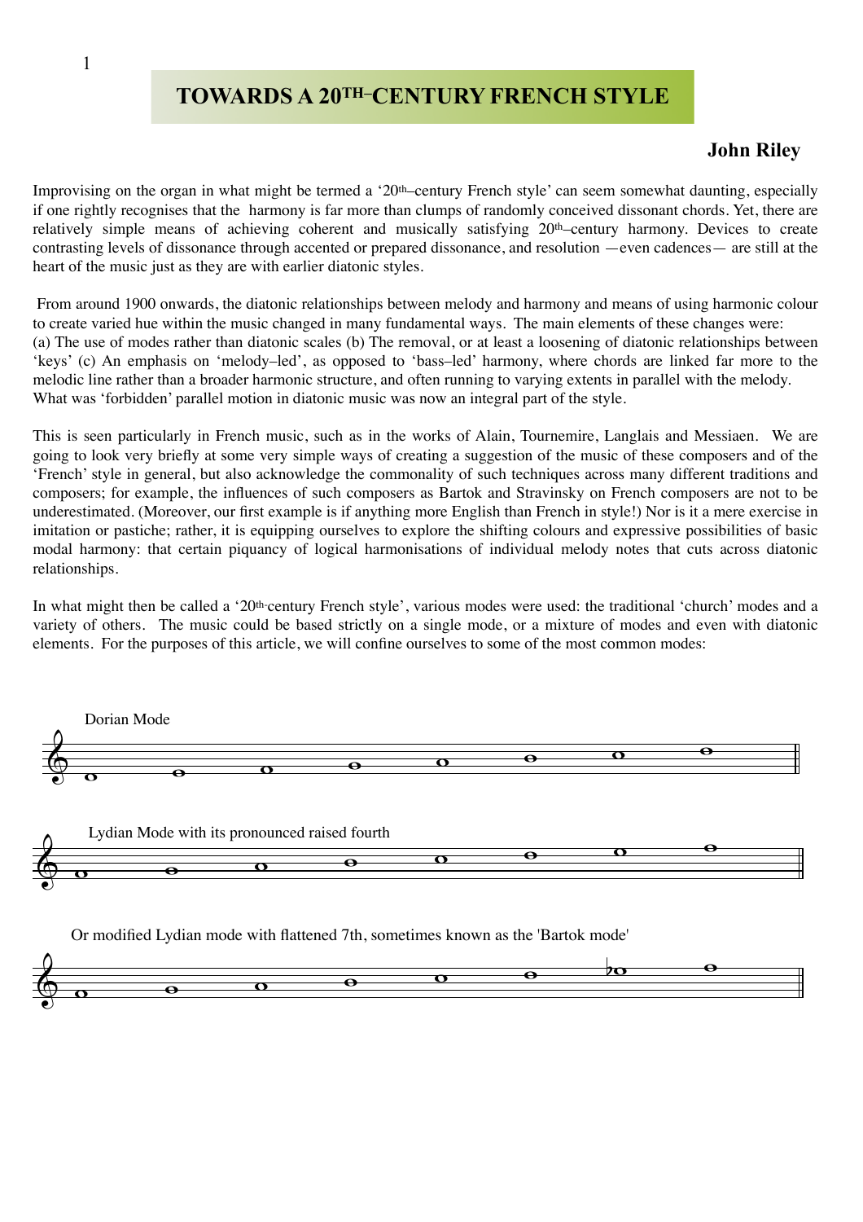# TOWARDS A 20TH–CENTURY FRENCH STYLE

**John Riley**

Improvising on the organ in what might be termed a '20th–century French style' can seem somewhat daunting, especially if one rightly recognises that the harmony is far more than clumps of randomly conceived dissonant chords. Yet, there are relatively simple means of achieving coherent and musically satisfying 20th–century harmony. Devices to create contrasting levels of dissonance through accented or prepared dissonance, and resolution —even cadences— are still at the heart of the music just as they are with earlier diatonic styles.

From around 1900 onwards, the diatonic relationships between melody and harmony and means of using harmonic colour to create varied hue within the music changed in many fundamental ways. The main elements of these changes were:
(a) The use of modes rather than diatonic scales (b) The removal, or at least a loosening of diatonic relationships between 'keys' (c) An emphasis on 'melody–led', as opposed to 'bass–led' harmony, where chords are linked far more to the melodic line rather than a broader harmonic structure, and often running to varying extents in parallel with the melody.
What was 'forbidden' parallel motion in diatonic music was now an integral part of the style.

This is seen particularly in French music, such as in the works of Alain, Tournemire, Langlais and Messiaen. We are going to look very briefly at some very simple ways of creating a suggestion of the music of these composers and of the 'French' style in general, but also acknowledge the commonality of such techniques across many different traditions and composers; for example, the influences of such composers as Bartok and Stravinsky on French composers are not to be underestimated. (Moreover, our first example is if anything more English than French in style!) Nor is it a mere exercise in imitation or pastiche; rather, it is equipping ourselves to explore the shifting colours and expressive possibilities of basic modal harmony: that certain piquancy of logical harmonisations of individual melody notes that cuts across diatonic relationships.

In what might then be called a '20th-century French style', various modes were used: the traditional 'church' modes and a variety of others. The music could be based strictly on a single mode, or a mixture of modes and even with diatonic elements. For the purposes of this article, we will confine ourselves to some of the most common modes:

Dorian Mode

Lydian Mode with its pronounced raised fourth

Or modified Lydian mode with flattened 7th, sometimes known as the 'Bartok mode'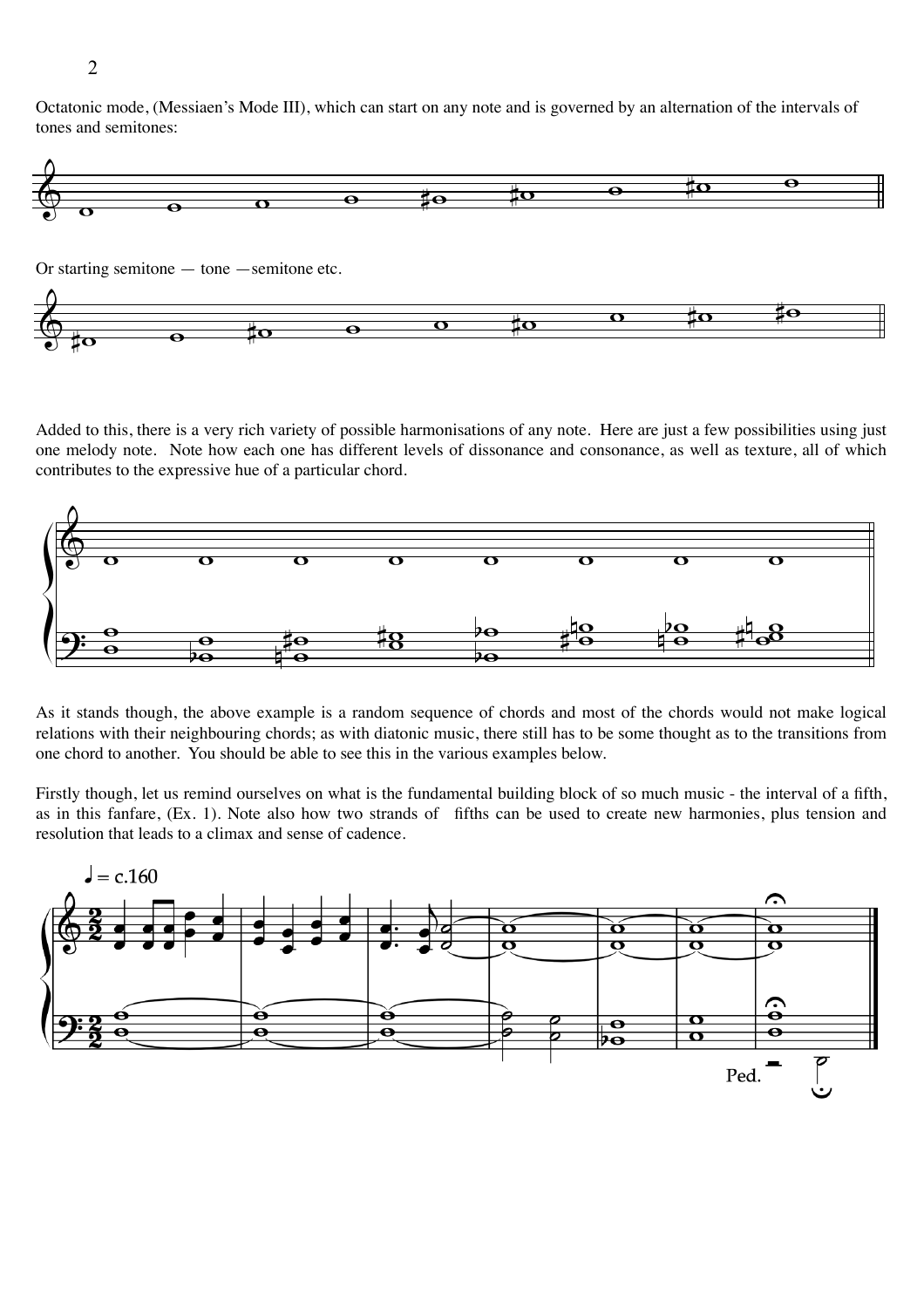Octatonic mode, (Messiaen's Mode III), which can start on any note and is governed by an alternation of the intervals of tones and semitones:

Or starting semitone — tone — semitone etc.

Added to this, there is a very rich variety of possible harmonisations of any note. Here are just a few possibilities using just one melody note. Note how each one has different levels of dissonance and consonance, as well as texture, all of which contributes to the expressive hue of a particular chord.

As it stands though, the above example is a random sequence of chords and most of the chords would not make logical relations with their neighbouring chords; as with diatonic music, there still has to be some thought as to the transitions from one chord to another. You should be able to see this in the various examples below.

Firstly though, let us remind ourselves on what is the fundamental building block of so much music - the interval of a fifth, as in this fanfare, (Ex. 1). Note also how two strands of fifths can be used to create new harmonies, plus tension and resolution that leads to a climax and sense of cadence.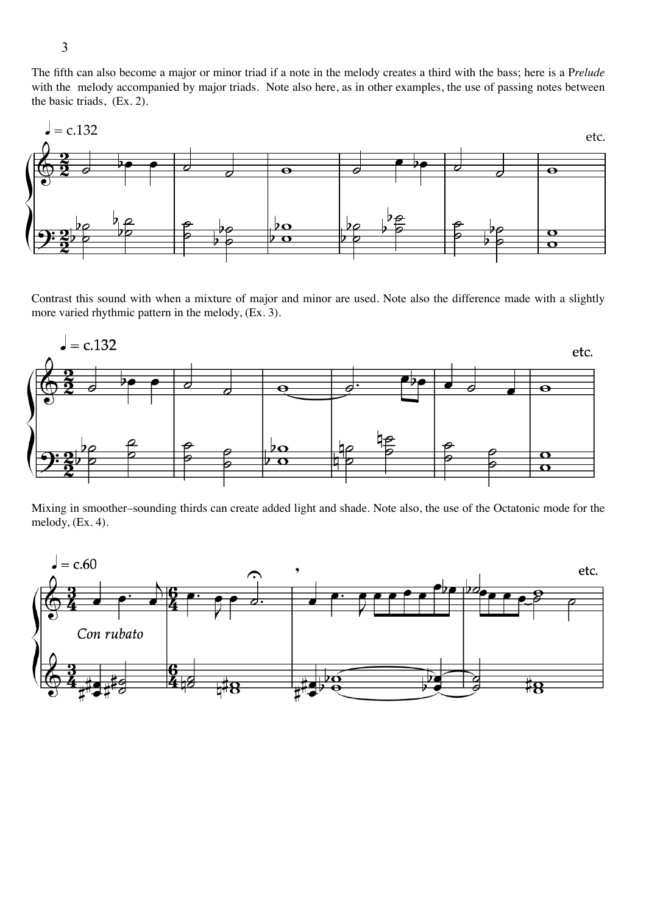The fifth can also become a major or minor triad if a note in the melody creates a third with the bass; here is a P*relude* with the melody accompanied by major triads. Note also here, as in other examples, the use of passing notes between the basic triads, (Ex. 2).

Contrast this sound with when a mixture of major and minor are used. Note also the difference made with a slightly more varied rhythmic pattern in the melody, (Ex. 3).

Mixing in smoother–sounding thirds can create added light and shade. Note also, the use of the Octatonic mode for the melody, (Ex. 4).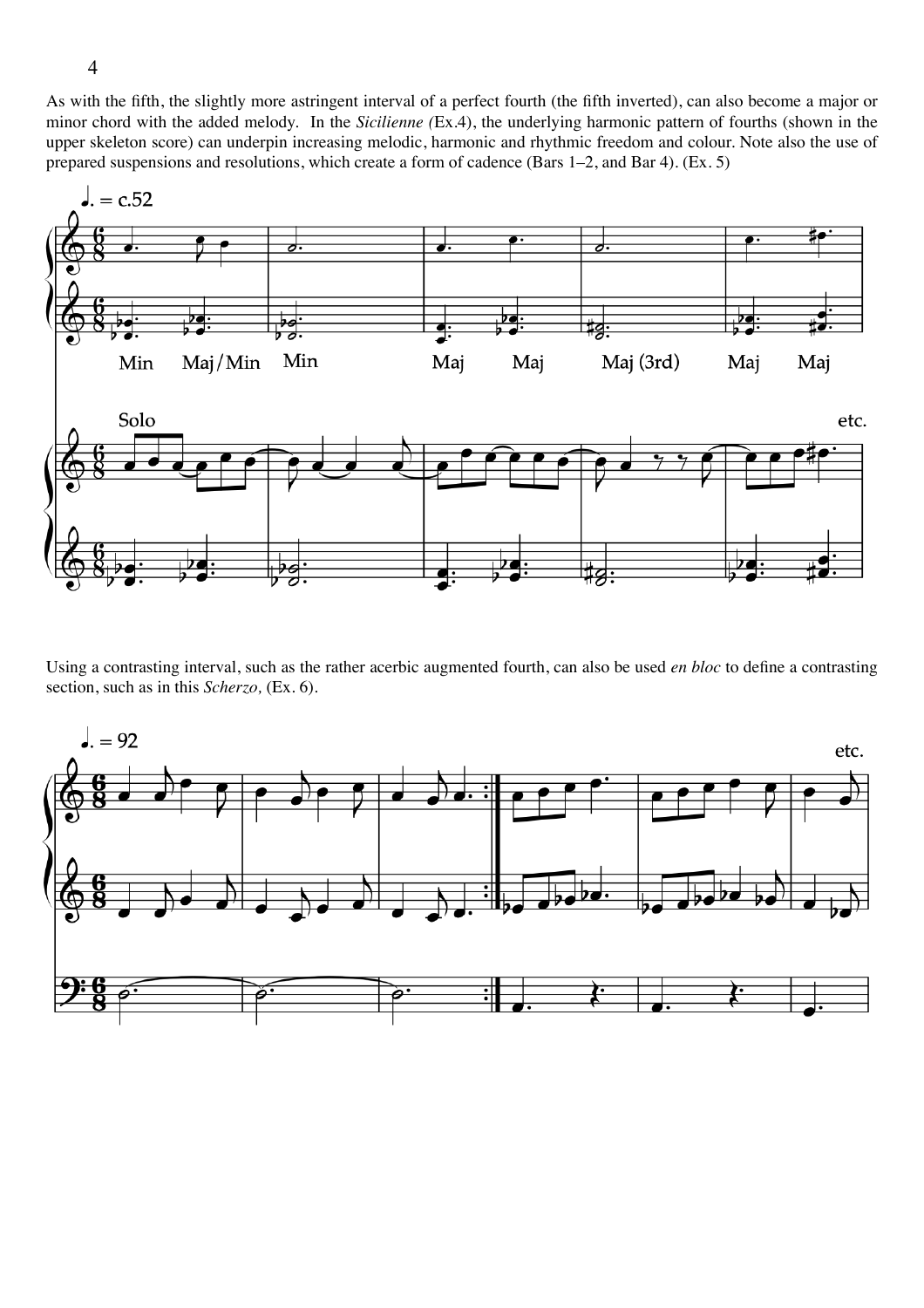As with the fifth, the slightly more astringent interval of a perfect fourth (the fifth inverted), can also become a major or minor chord with the added melody. In the *Sicilienne (*Ex.4), the underlying harmonic pattern of fourths (shown in the upper skeleton score) can underpin increasing melodic, harmonic and rhythmic freedom and colour. Note also the use of prepared suspensions and resolutions, which create a form of cadence (Bars 1–2, and Bar 4). (Ex. 5)

Using a contrasting interval, such as the rather acerbic augmented fourth, can also be used *en bloc* to define a contrasting section, such as in this *Scherzo,* (Ex. 6).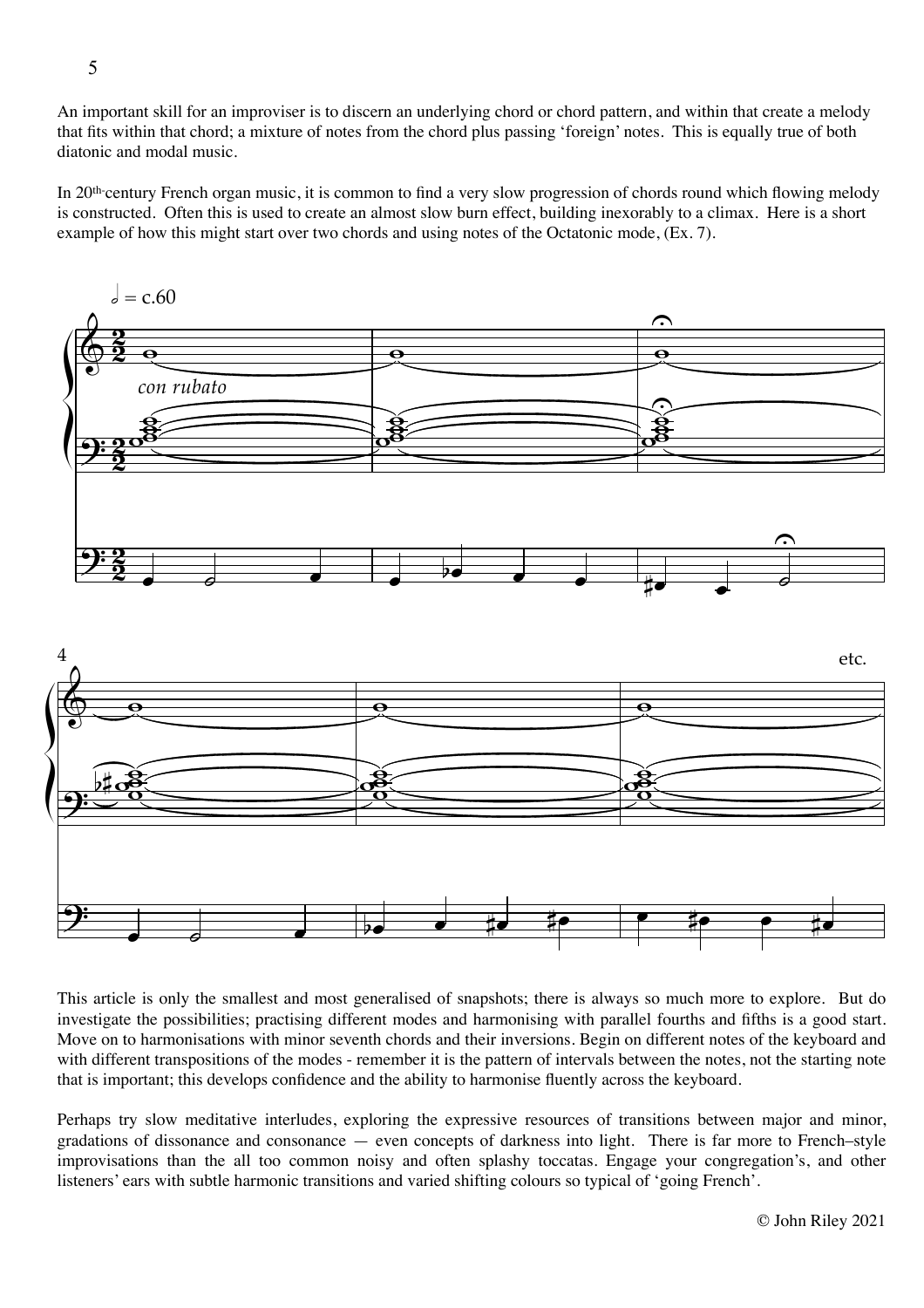An important skill for an improviser is to discern an underlying chord or chord pattern, and within that create a melody that fits within that chord; a mixture of notes from the chord plus passing 'foreign' notes. This is equally true of both diatonic and modal music.

In 20th-century French organ music, it is common to find a very slow progression of chords round which flowing melody is constructed. Often this is used to create an almost slow burn effect, building inexorably to a climax. Here is a short example of how this might start over two chords and using notes of the Octatonic mode, (Ex. 7).

This article is only the smallest and most generalised of snapshots; there is always so much more to explore. But do investigate the possibilities; practising different modes and harmonising with parallel fourths and fifths is a good start. Move on to harmonisations with minor seventh chords and their inversions. Begin on different notes of the keyboard and with different transpositions of the modes - remember it is the pattern of intervals between the notes, not the starting note that is important; this develops confidence and the ability to harmonise fluently across the keyboard.

Perhaps try slow meditative interludes, exploring the expressive resources of transitions between major and minor, gradations of dissonance and consonance — even concepts of darkness into light. There is far more to French–style improvisations than the all too common noisy and often splashy toccatas. Engage your congregation's, and other listeners' ears with subtle harmonic transitions and varied shifting colours so typical of 'going French'.

© John Riley 2021